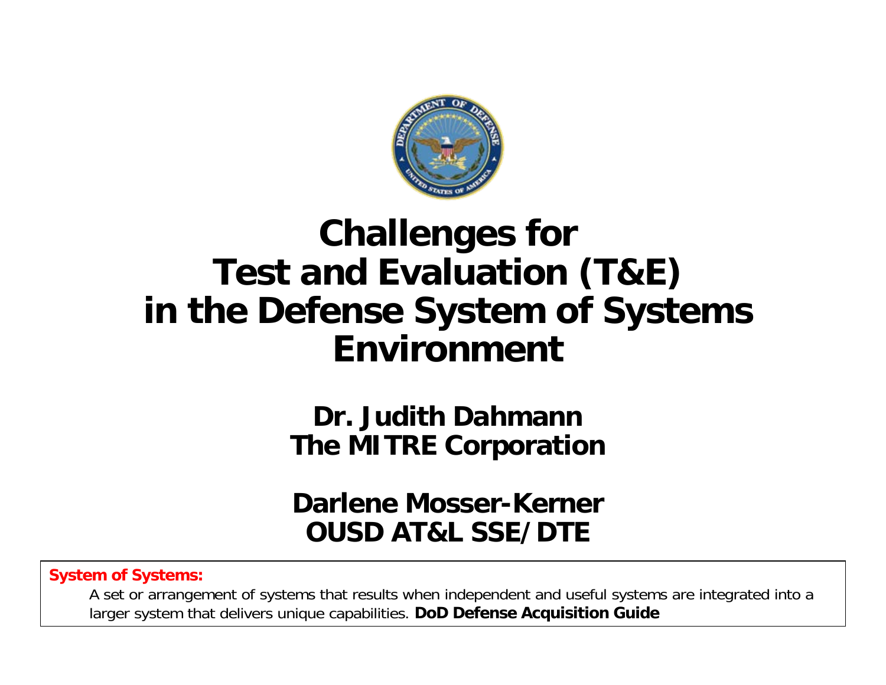# Challenges for Test and Evaluation (T&E) in the Defense System of Systems Environment

**Dr. Judith Dahmann**
**The MITRE Corporation**

**Darlene Mosser-Kerner**
**OUSD AT&L SSE/DTE**

**System of Systems:**

A set or arrangement of systems that results when independent and useful systems are integrated into a larger system that delivers unique capabilities. **DoD Defense Acquisition Guide**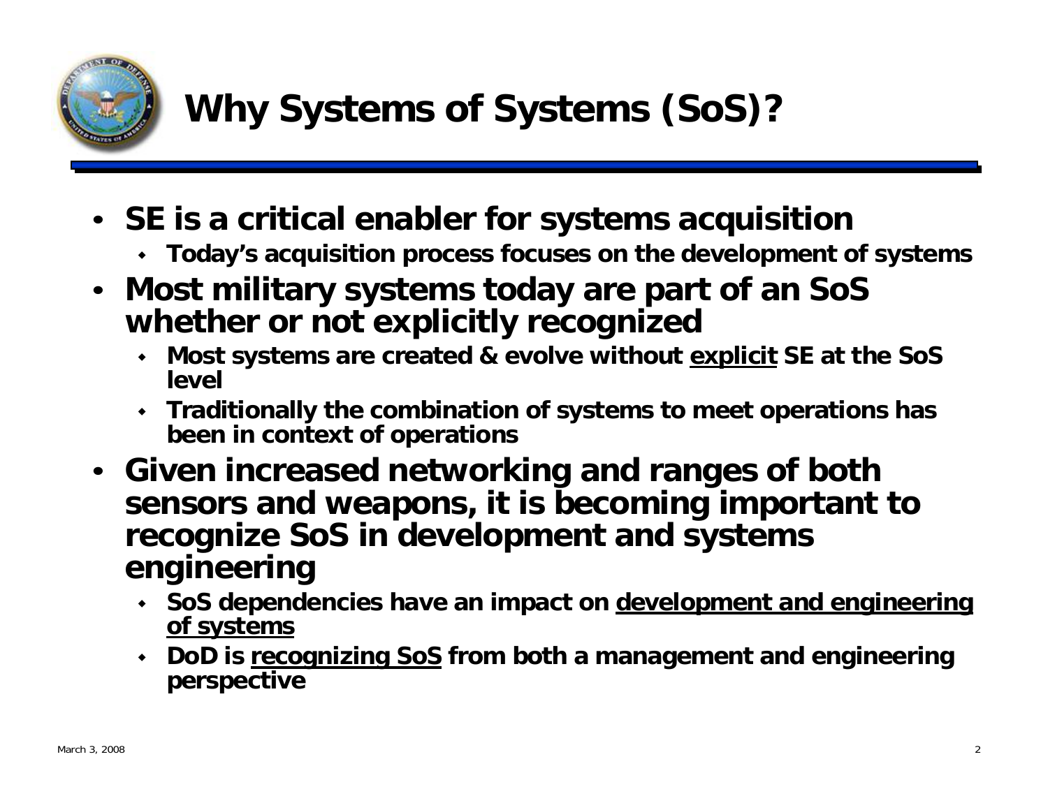# Why Systems of Systems (SoS)?

- **SE is a critical enabler for systems acquisition**
  - **Today's acquisition process focuses on the development of systems**
- **Most military systems today are part of an SoS whether or not explicitly recognized**
  - **Most systems are created & evolve without <u>explicit</u> SE at the SoS level**
  - **Traditionally the combination of systems to meet operations has been in context of operations**
- **Given increased networking and ranges of both sensors and weapons, it is becoming important to recognize SoS in development and systems engineering**
  - **SoS dependencies have an impact on <u>development and engineering of systems</u>**
  - **DoD is <u>recognizing SoS</u> from both a management and engineering perspective**

March 3, 2008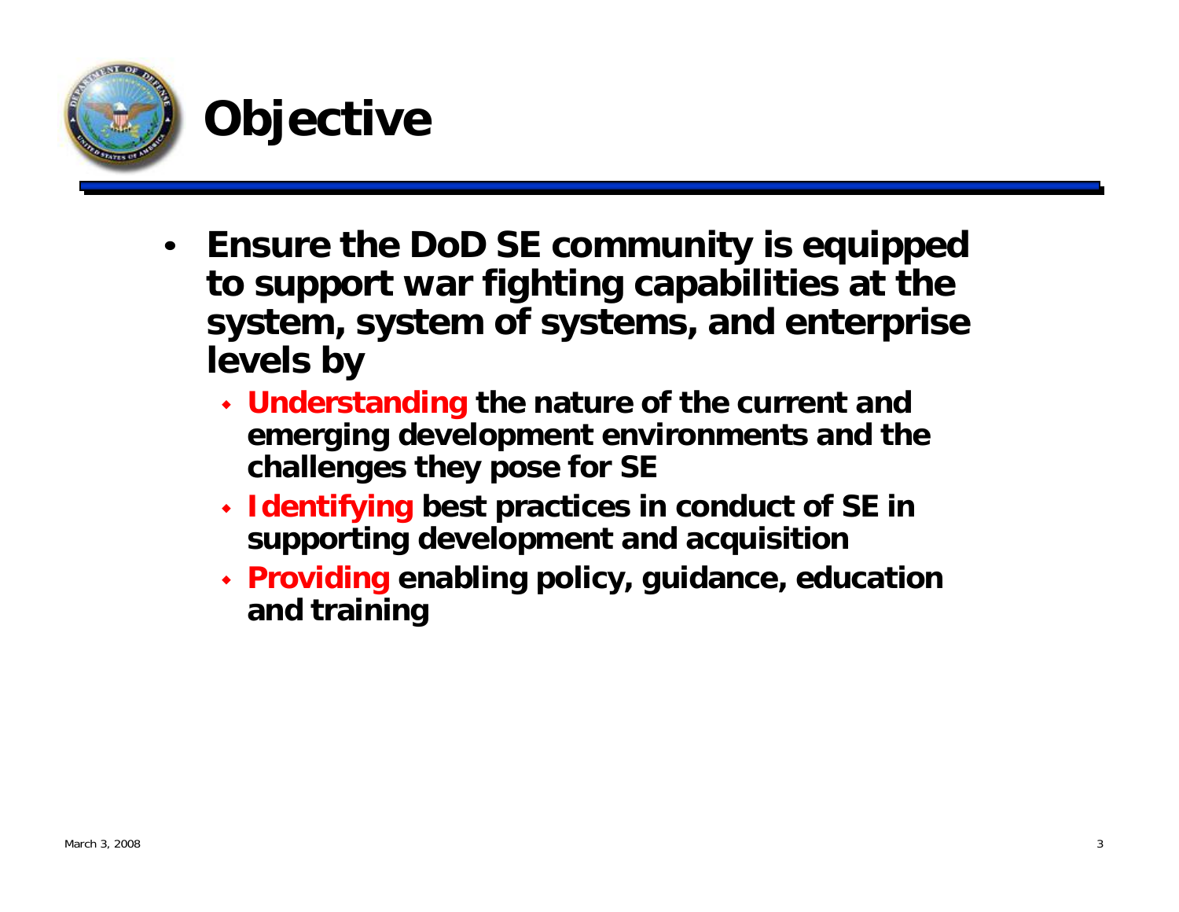# Objective

- **Ensure the DoD SE community is equipped to support war fighting capabilities at the system, system of systems, and enterprise levels by**
  - **Understanding the nature of the current and emerging development environments and the challenges they pose for SE**
  - **Identifying best practices in conduct of SE in supporting development and acquisition**
  - **Providing enabling policy, guidance, education and training**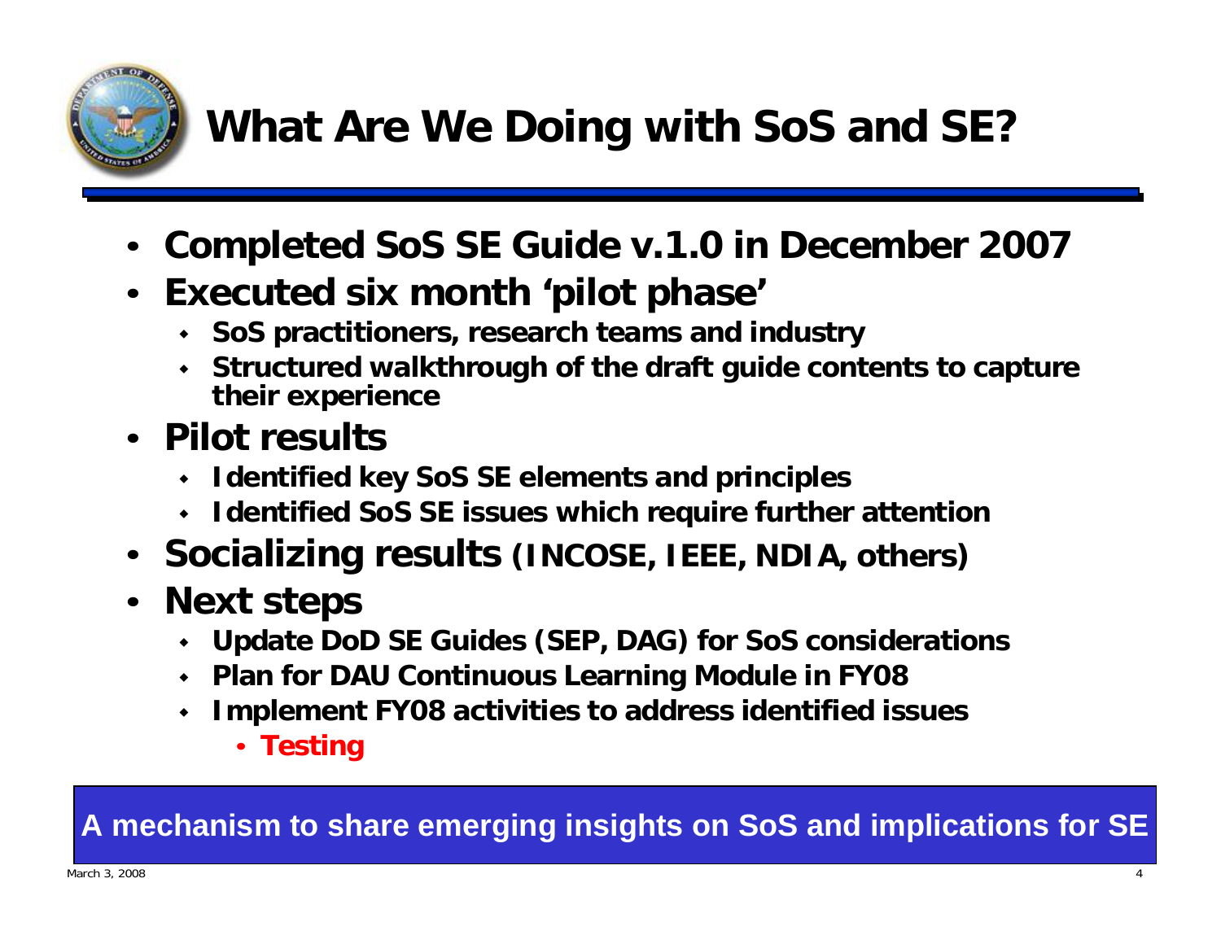# What Are We Doing with SoS and SE?

- **Completed SoS SE Guide v.1.0 in December 2007**
- **Executed six month 'pilot phase'**
  - **SoS practitioners, research teams and industry**
  - **Structured walkthrough of the draft guide contents to capture their experience**
- **Pilot results**
  - **Identified key SoS SE elements and principles**
  - **Identified SoS SE issues which require further attention**
- **Socializing results (INCOSE, IEEE, NDIA, others)**
- **Next steps**
  - **Update DoD SE Guides (SEP, DAG) for SoS considerations**
  - **Plan for DAU Continuous Learning Module in FY08**
  - **Implement FY08 activities to address identified issues**
    - **Testing**

**A mechanism to share emerging insights on SoS and implications for SE**

March 3, 2008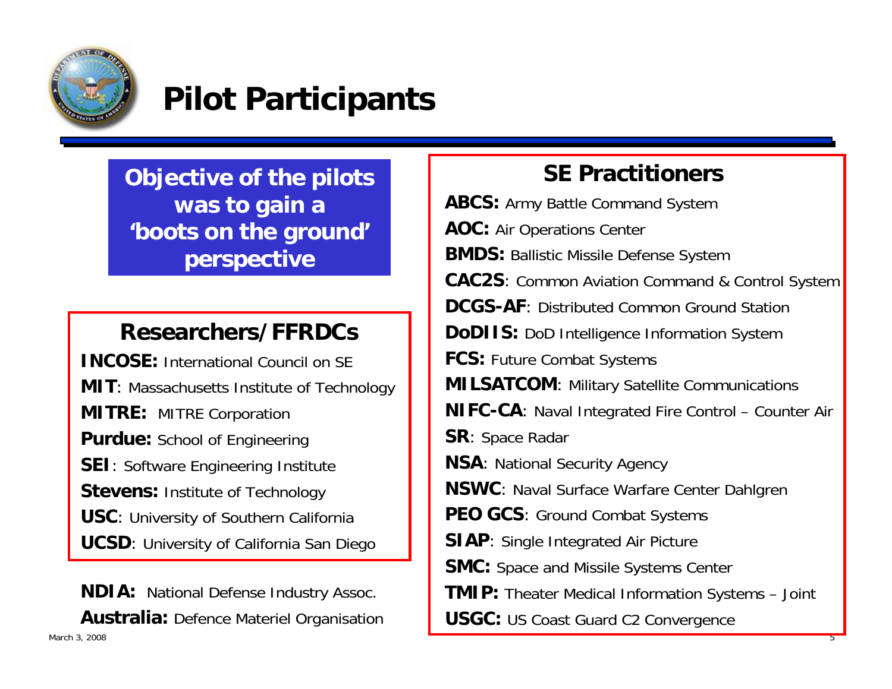# Pilot Participants

**Objective of the pilots was to gain a 'boots on the ground' perspective**

## Researchers/FFRDCs

**INCOSE:** International Council on SE
**MIT**: Massachusetts Institute of Technology
**MITRE:** MITRE Corporation
**Purdue:** School of Engineering
**SEI**: Software Engineering Institute
**Stevens:** Institute of Technology
**USC**: University of Southern California
**UCSD**: University of California San Diego

**NDIA:** National Defense Industry Assoc.
**Australia:** Defence Materiel Organisation

## SE Practitioners

**ABCS:** Army Battle Command System
**AOC:** Air Operations Center
**BMDS:** Ballistic Missile Defense System
**CAC2S**: Common Aviation Command & Control System
**DCGS-AF**: Distributed Common Ground Station
**DoDIIS:** DoD Intelligence Information System
**FCS:** Future Combat Systems
**MILSATCOM**: Military Satellite Communications
**NIFC-CA**: Naval Integrated Fire Control – Counter Air
**SR**: Space Radar
**NSA**: National Security Agency
**NSWC**: Naval Surface Warfare Center Dahlgren
**PEO GCS**: Ground Combat Systems
**SIAP**: Single Integrated Air Picture
**SMC:** Space and Missile Systems Center
**TMIP:** Theater Medical Information Systems – Joint
**USGC:** US Coast Guard C2 Convergence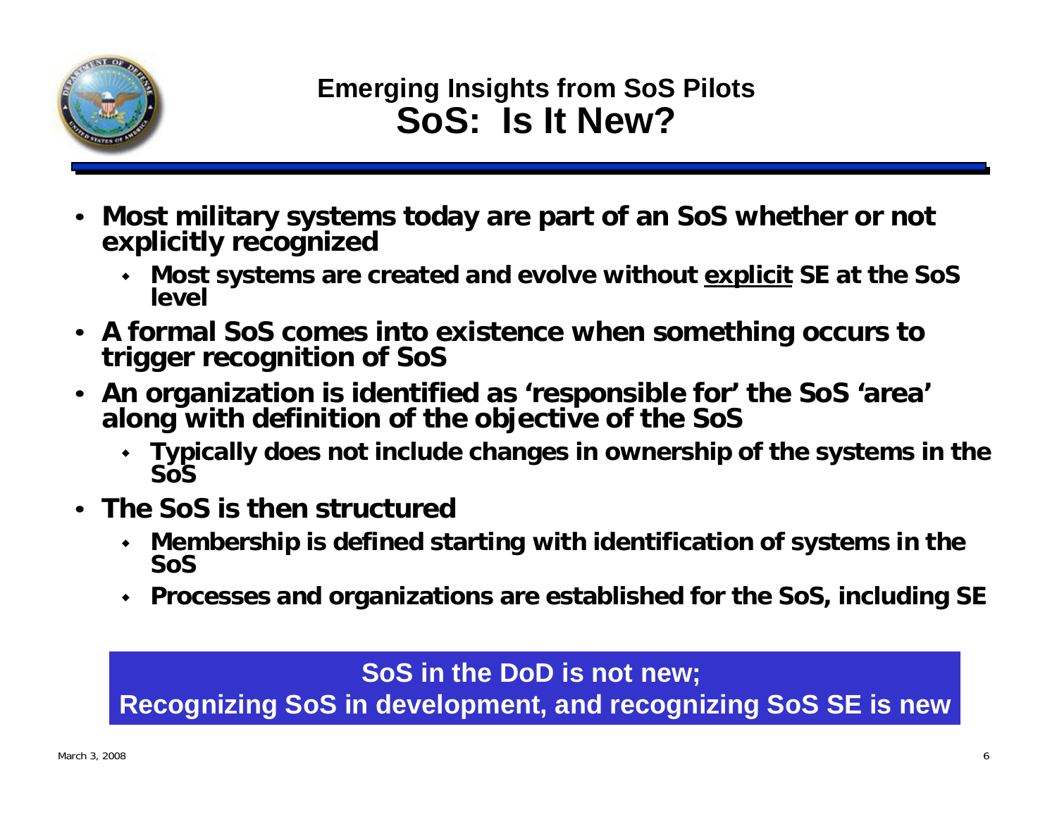## Emerging Insights from SoS Pilots

# SoS: Is It New?

- **Most military systems today are part of an SoS whether or not explicitly recognized**
  - **Most systems are created and evolve without <u>explicit</u> SE at the SoS level**
- **A formal SoS comes into existence when something occurs to trigger recognition of SoS**
- **An organization is identified as 'responsible for' the SoS 'area' along with definition of the objective of the SoS**
  - **Typically does not include changes in ownership of the systems in the SoS**
- **The SoS is then structured**
  - **Membership is defined starting with identification of systems in the SoS**
  - **Processes and organizations are established for the SoS, including SE**

**SoS in the DoD is not new;**
**Recognizing SoS in development, and recognizing SoS SE is new**

March 3, 2008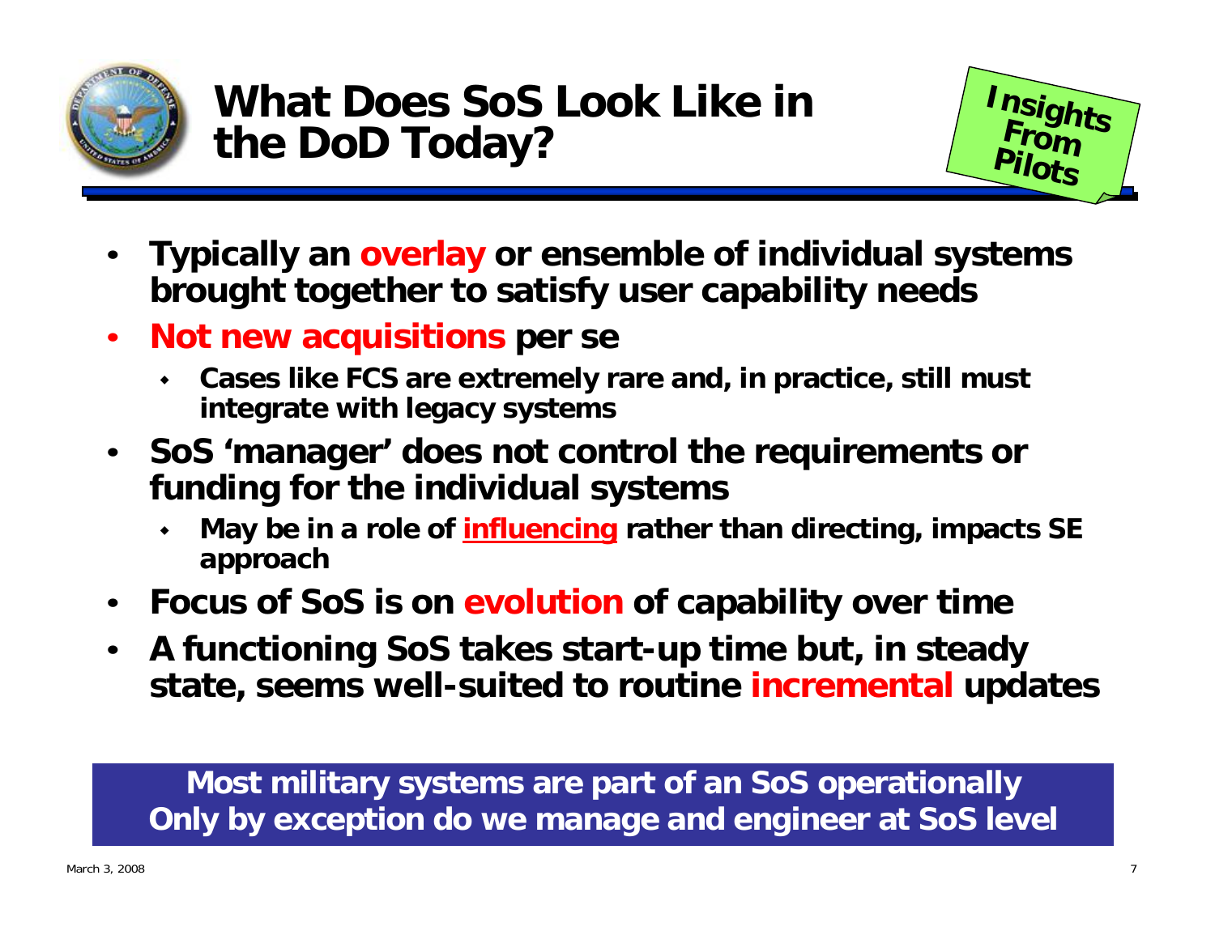# What Does SoS Look Like in the DoD Today?

Insights From Pilots

- Typically an **overlay** or ensemble of individual systems brought together to satisfy user capability needs
- **Not new acquisitions** per se
  - Cases like FCS are extremely rare and, in practice, still must integrate with legacy systems
- SoS 'manager' does not control the requirements or funding for the individual systems
  - May be in a role of **influencing** rather than directing, impacts SE approach
- Focus of SoS is on **evolution** of capability over time
- A functioning SoS takes start-up time but, in steady state, seems well-suited to routine **incremental** updates

**Most military systems are part of an SoS operationally**
**Only by exception do we manage and engineer at SoS level**

March 3, 2008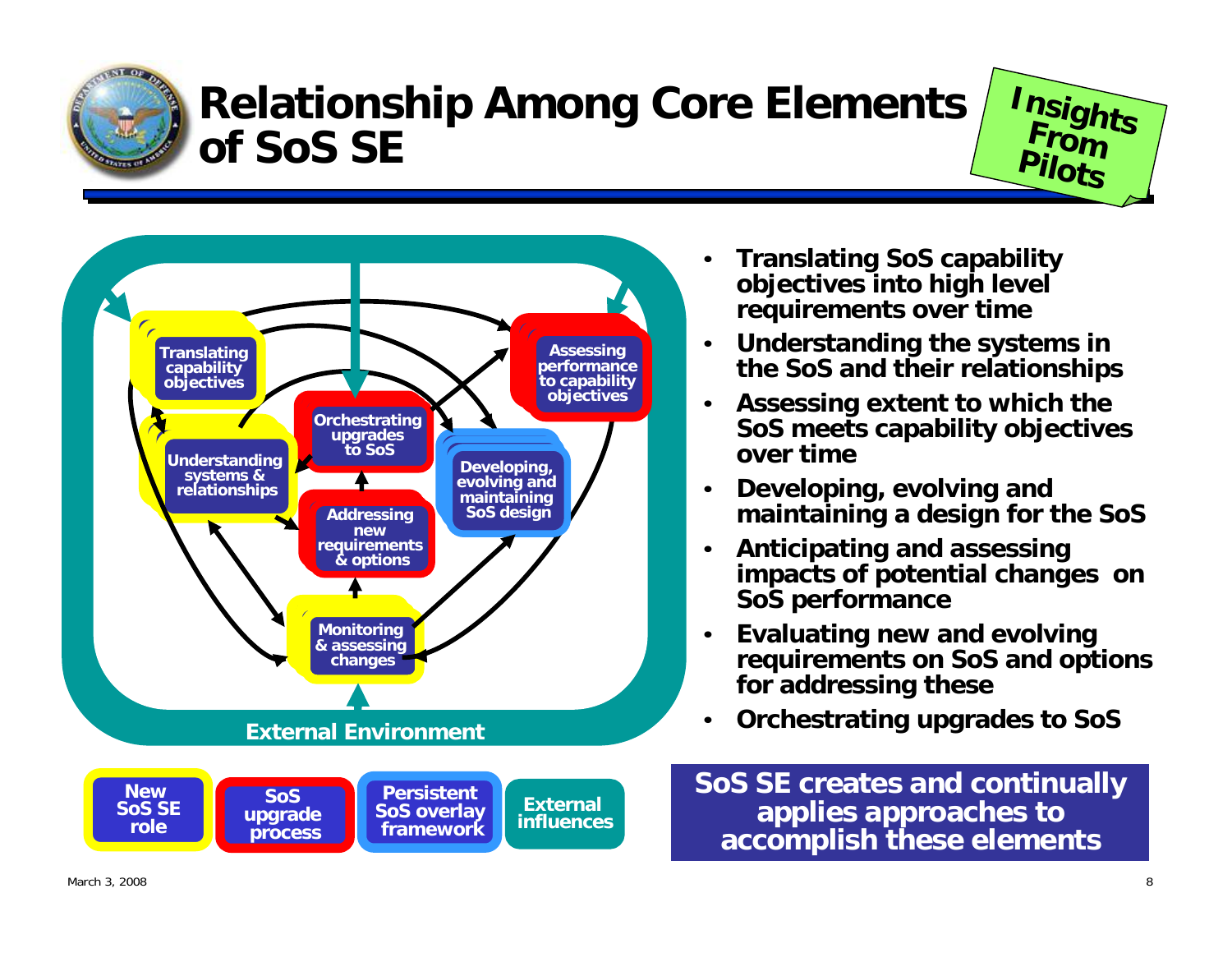# Relationship Among Core Elements of SoS SE

**Insights From Pilots**

Translating capability objectives

Understanding systems & relationships

Orchestrating upgrades to SoS

Assessing performance to capability objectives

Developing, evolving and maintaining SoS design

Addressing new requirements & options

Monitoring & assessing changes

External Environment

New SoS SE role | SoS upgrade process | Persistent SoS overlay framework | External influences

- **Translating SoS capability objectives into high level requirements over time**
- **Understanding the systems in the SoS and their relationships**
- **Assessing extent to which the SoS meets capability objectives over time**
- **Developing, evolving and maintaining a design for the SoS**
- **Anticipating and assessing impacts of potential changes on SoS performance**
- **Evaluating new and evolving requirements on SoS and options for addressing these**
- **Orchestrating upgrades to SoS**

**SoS SE creates and continually applies approaches to accomplish these elements**

March 3, 2008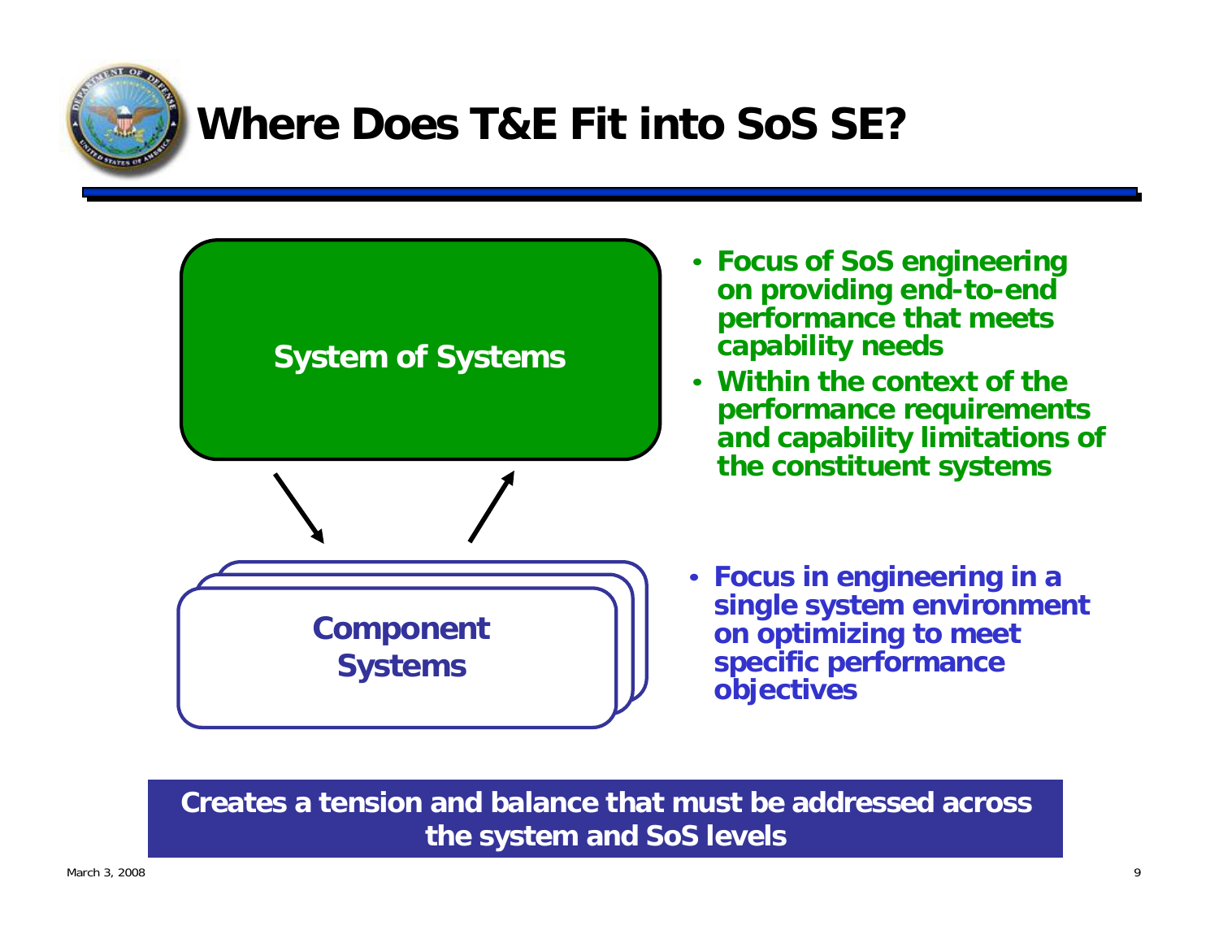# Where Does T&E Fit into SoS SE?

**System of Systems**

**Component Systems**

- **Focus of SoS engineering on providing end-to-end performance that meets capability needs**
- **Within the context of the performance requirements and capability limitations of the constituent systems**

- **Focus in engineering in a single system environment on optimizing to meet specific performance objectives**

**Creates a tension and balance that must be addressed across the system and SoS levels**

March 3, 2008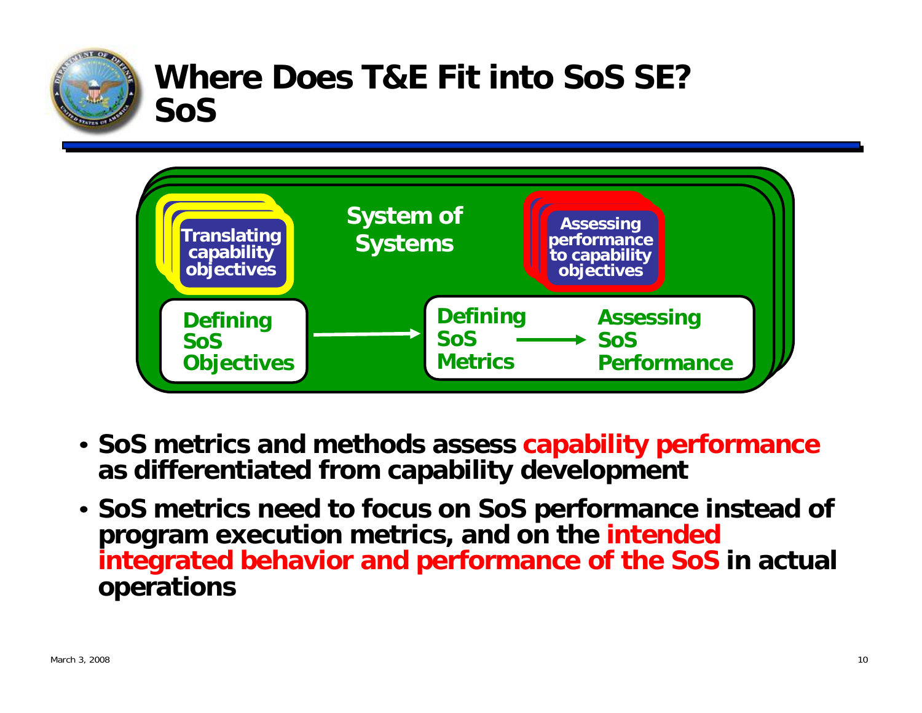# Where Does T&E Fit into SoS SE? SoS

System of Systems

Translating capability objectives

Assessing performance to capability objectives

Defining SoS Objectives → Defining SoS Metrics → Assessing SoS Performance

- **SoS metrics and methods assess capability performance as differentiated from capability development**
- **SoS metrics need to focus on SoS performance instead of program execution metrics, and on the intended integrated behavior and performance of the SoS in actual operations**

March 3, 2008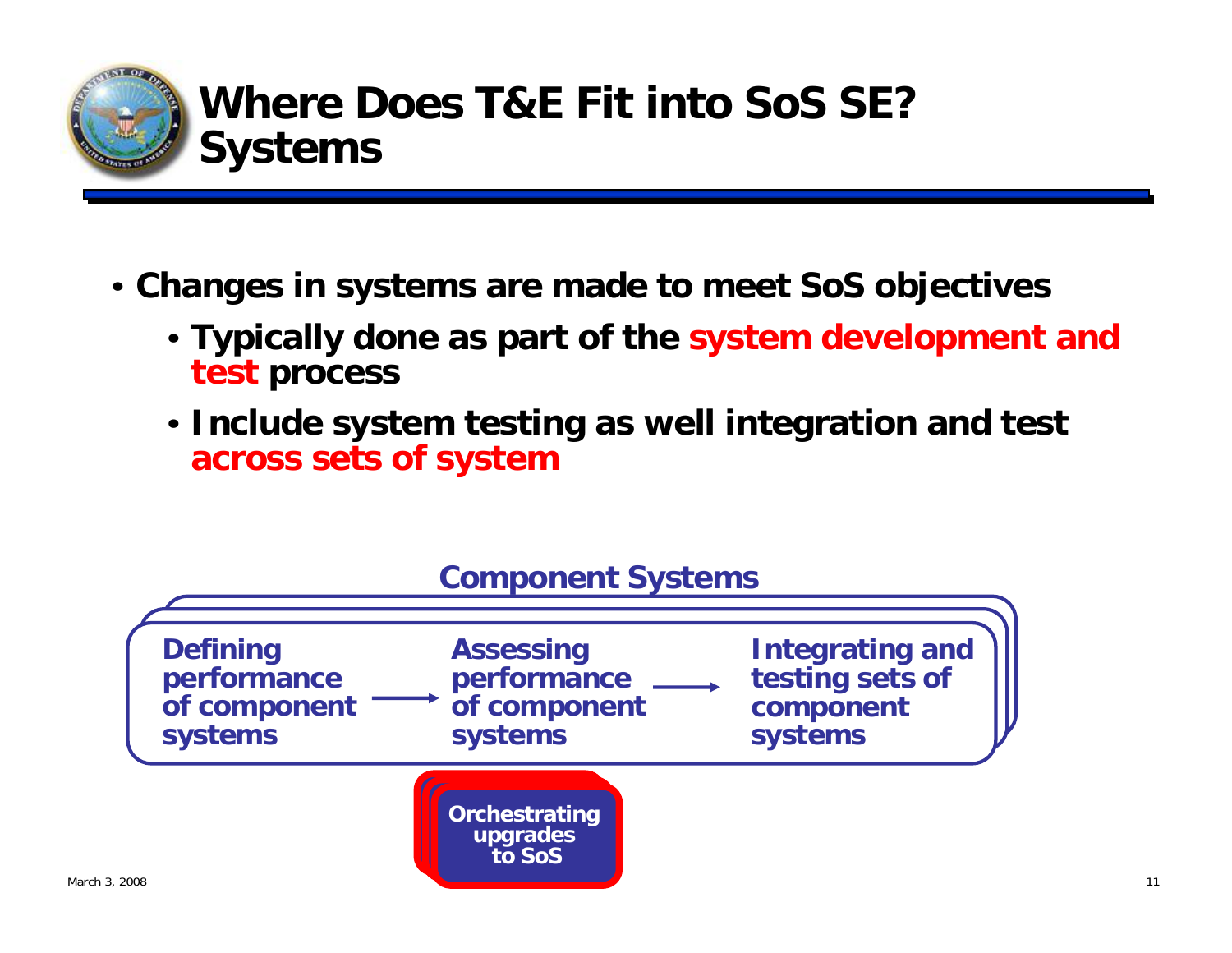# Where Does T&E Fit into SoS SE? Systems

- **Changes in systems are made to meet SoS objectives**
  - **Typically done as part of the system development and test process**
  - **Include system testing as well integration and test across sets of system**

**Component Systems**

**Defining performance of component systems** → **Assessing performance of component systems** → **Integrating and testing sets of component systems**

**Orchestrating upgrades to SoS**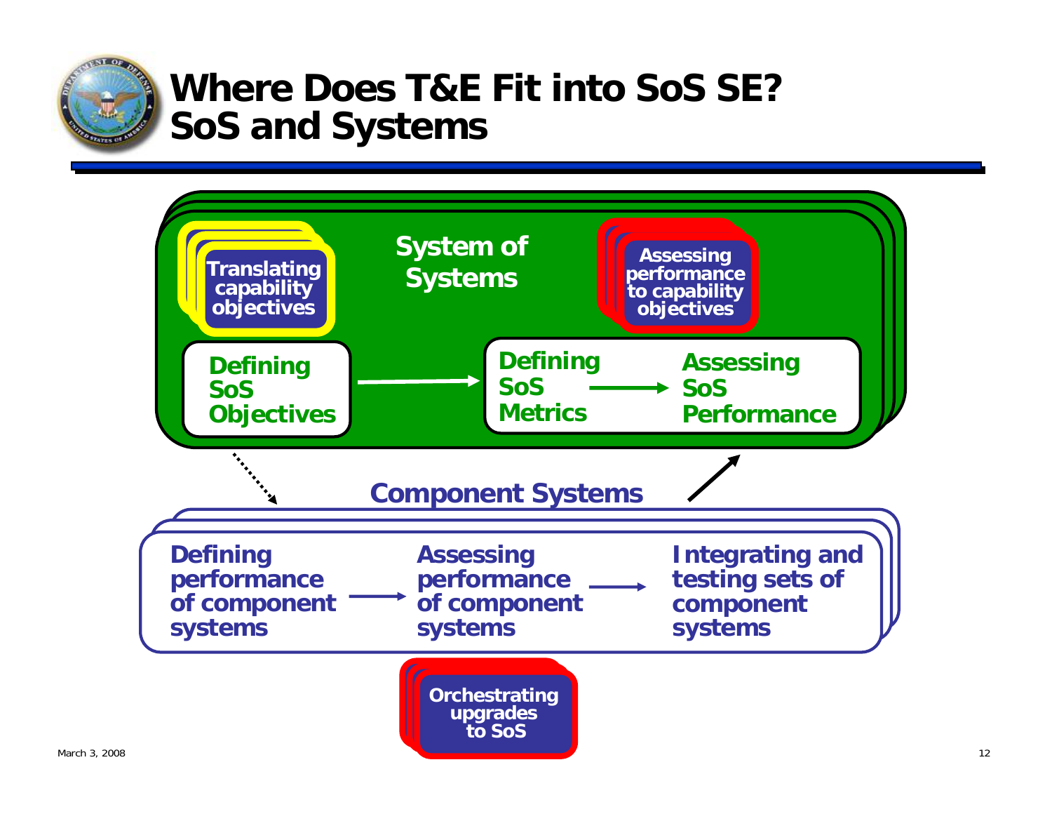# Where Does T&E Fit into SoS SE? SoS and Systems

**System of Systems**

- Translating capability objectives
- Assessing performance to capability objectives

Defining SoS Objectives → Defining SoS Metrics → Assessing SoS Performance

**Component Systems**

Defining performance of component systems → Assessing performance of component systems → Integrating and testing sets of component systems

- Orchestrating upgrades to SoS

March 3, 2008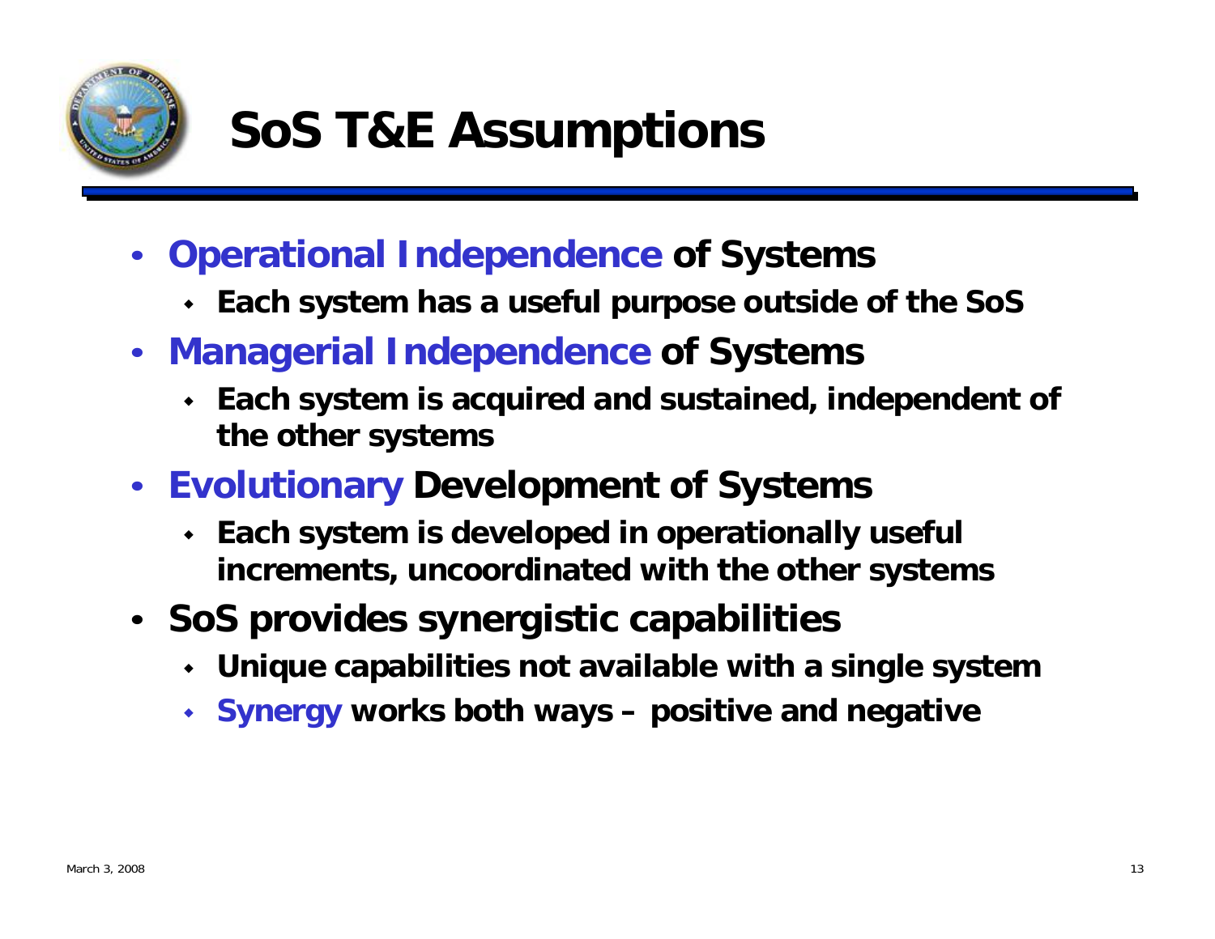# SoS T&E Assumptions

- **Operational Independence of Systems**
  - **Each system has a useful purpose outside of the SoS**
- **Managerial Independence of Systems**
  - **Each system is acquired and sustained, independent of the other systems**
- **Evolutionary Development of Systems**
  - **Each system is developed in operationally useful increments, uncoordinated with the other systems**
- **SoS provides synergistic capabilities**
  - **Unique capabilities not available with a single system**
  - **Synergy works both ways – positive and negative**

March 3, 2008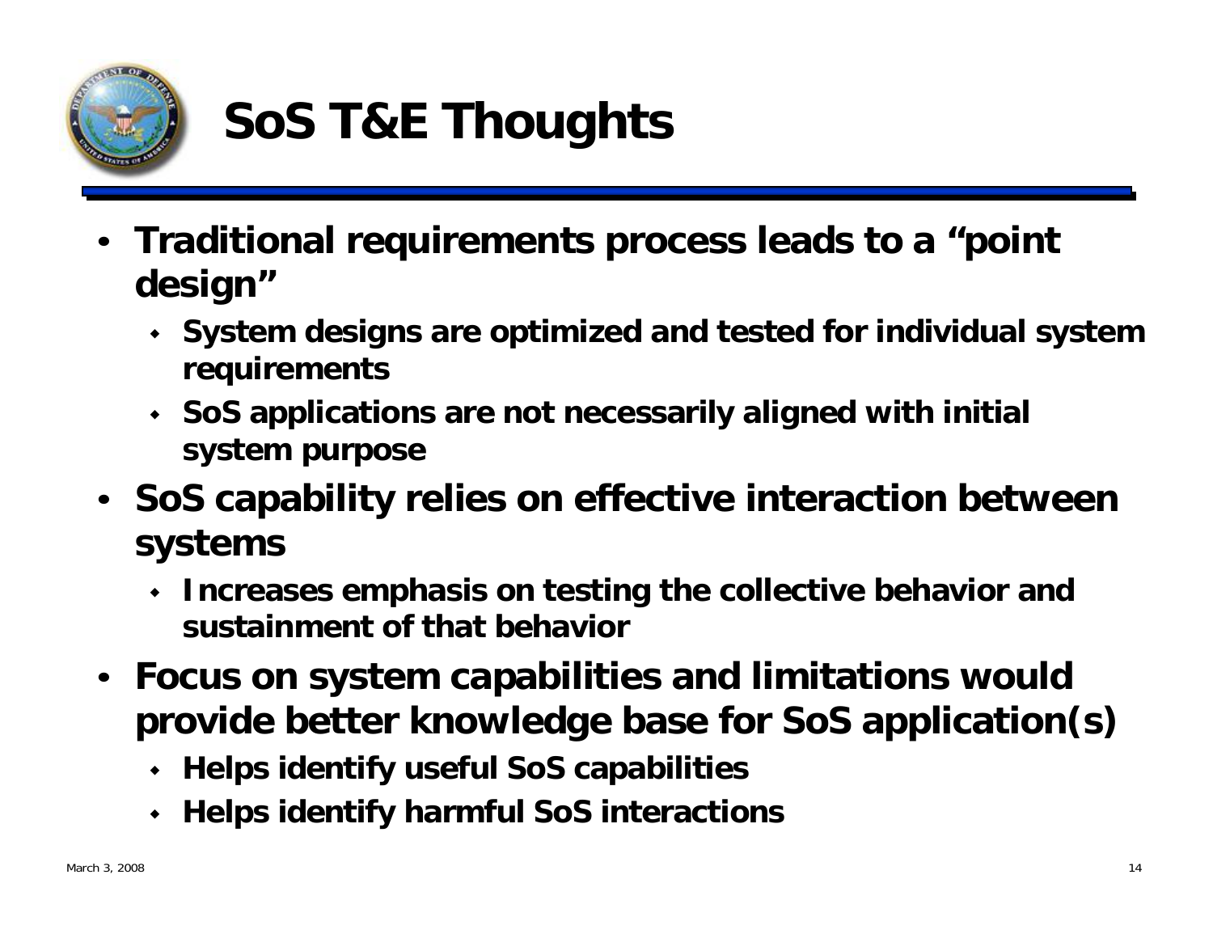# SoS T&E Thoughts

- **Traditional requirements process leads to a "point design"**
  - **System designs are optimized and tested for individual system requirements**
  - **SoS applications are not necessarily aligned with initial system purpose**
- **SoS capability relies on effective interaction between systems**
  - **Increases emphasis on testing the collective behavior and sustainment of that behavior**
- **Focus on system capabilities and limitations would provide better knowledge base for SoS application(s)**
  - **Helps identify useful SoS capabilities**
  - **Helps identify harmful SoS interactions**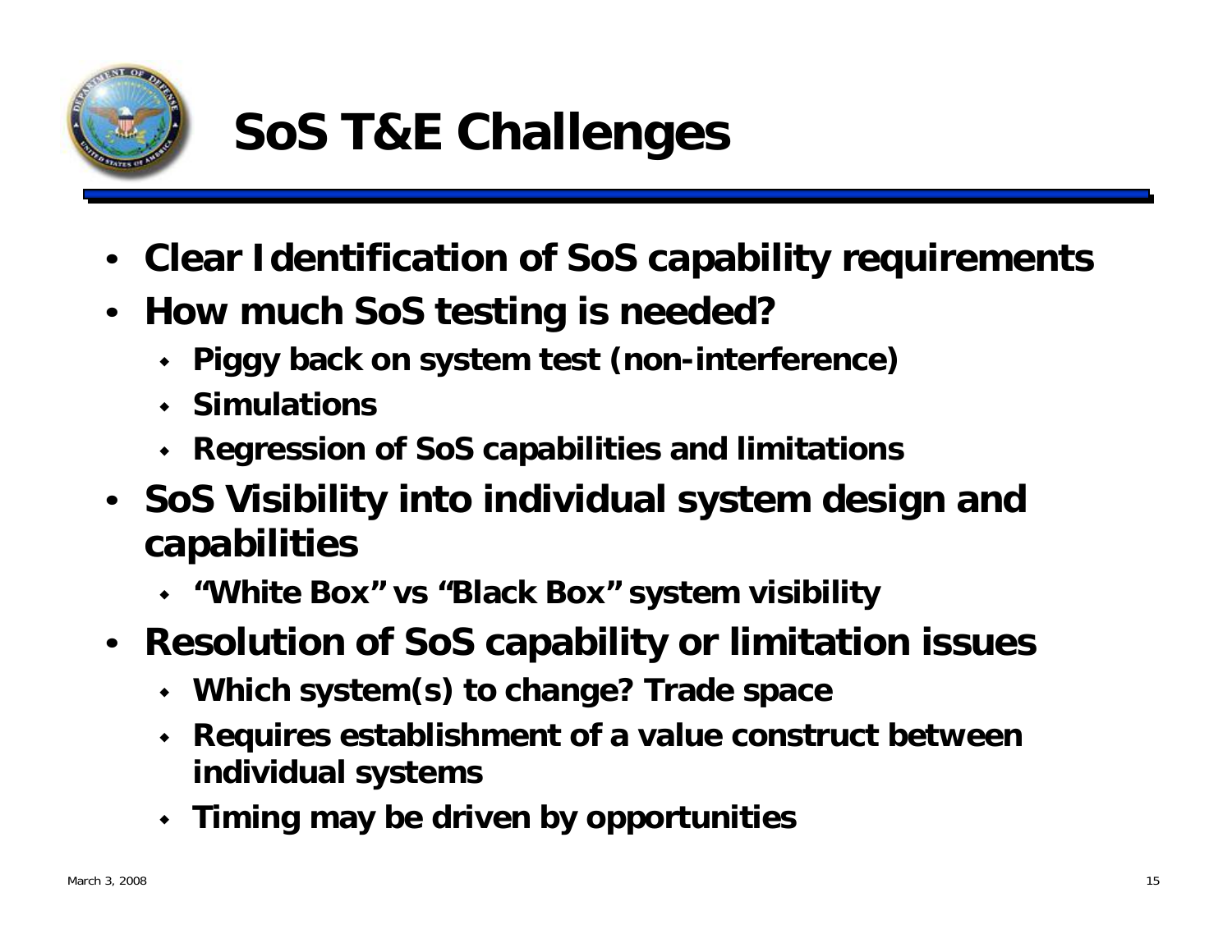# SoS T&E Challenges

- **Clear Identification of SoS capability requirements**
- **How much SoS testing is needed?**
  - **Piggy back on system test (non-interference)**
  - **Simulations**
  - **Regression of SoS capabilities and limitations**
- **SoS Visibility into individual system design and capabilities**
  - **"White Box" vs "Black Box" system visibility**
- **Resolution of SoS capability or limitation issues**
  - **Which system(s) to change? Trade space**
  - **Requires establishment of a value construct between individual systems**
  - **Timing may be driven by opportunities**

March 3, 2008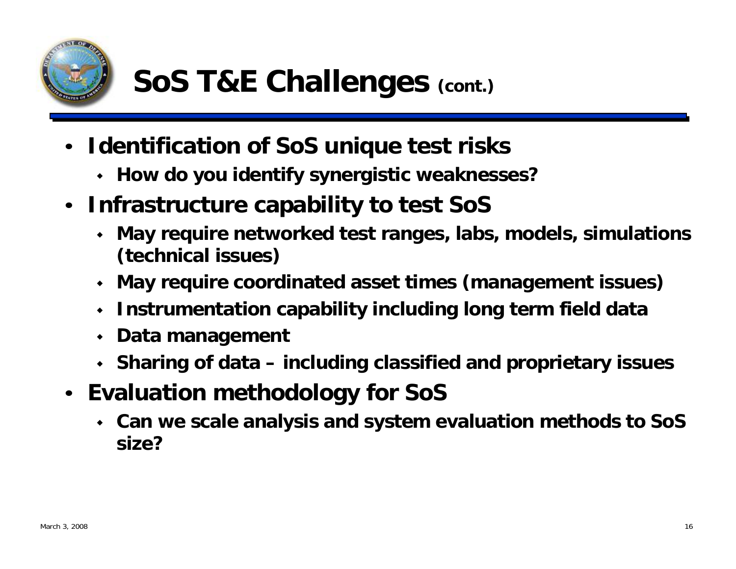# SoS T&E Challenges (cont.)

- **Identification of SoS unique test risks**
  - **How do you identify synergistic weaknesses?**
- **Infrastructure capability to test SoS**
  - **May require networked test ranges, labs, models, simulations (technical issues)**
  - **May require coordinated asset times (management issues)**
  - **Instrumentation capability including long term field data**
  - **Data management**
  - **Sharing of data – including classified and proprietary issues**
- **Evaluation methodology for SoS**
  - **Can we scale analysis and system evaluation methods to SoS size?**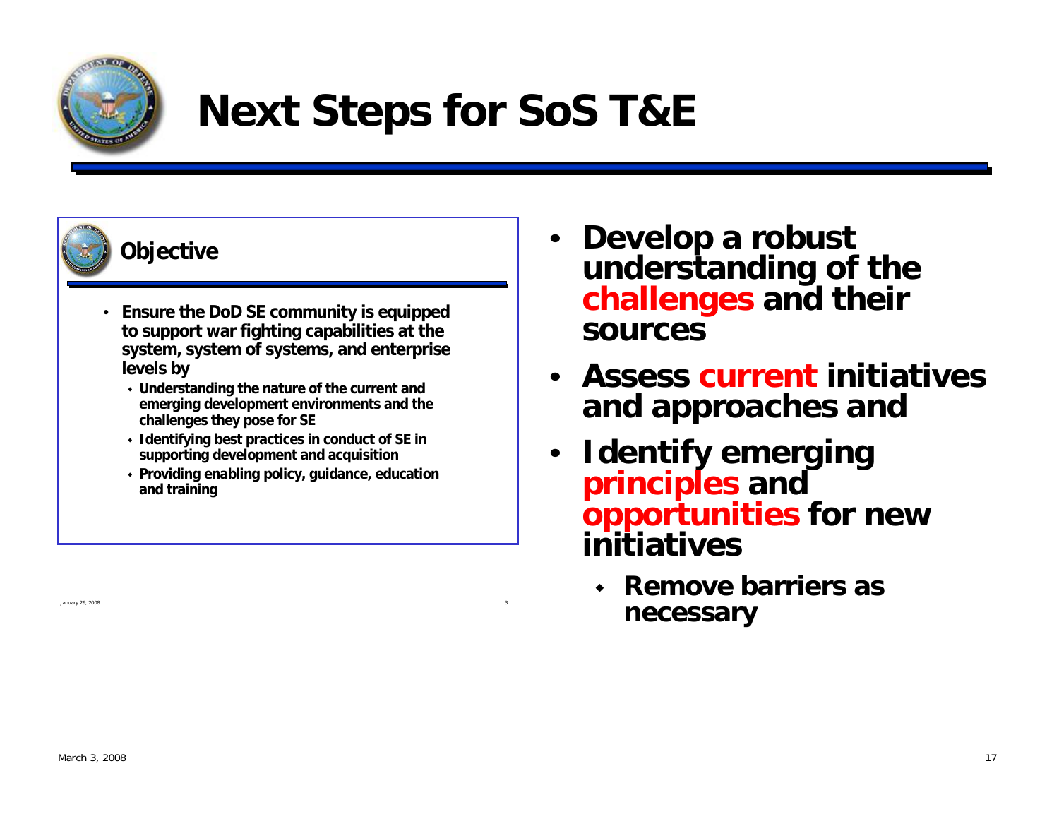# Next Steps for SoS T&E

**Objective**

- **Ensure the DoD SE community is equipped to support war fighting capabilities at the system, system of systems, and enterprise levels by**
  - **Understanding the nature of the current and emerging development environments and the challenges they pose for SE**
  - **Identifying best practices in conduct of SE in supporting development and acquisition**
  - **Providing enabling policy, guidance, education and training**

- **Develop a robust understanding of the challenges and their sources**
- **Assess current initiatives and approaches and**
- **Identify emerging principles and opportunities for new initiatives**
  - **Remove barriers as necessary**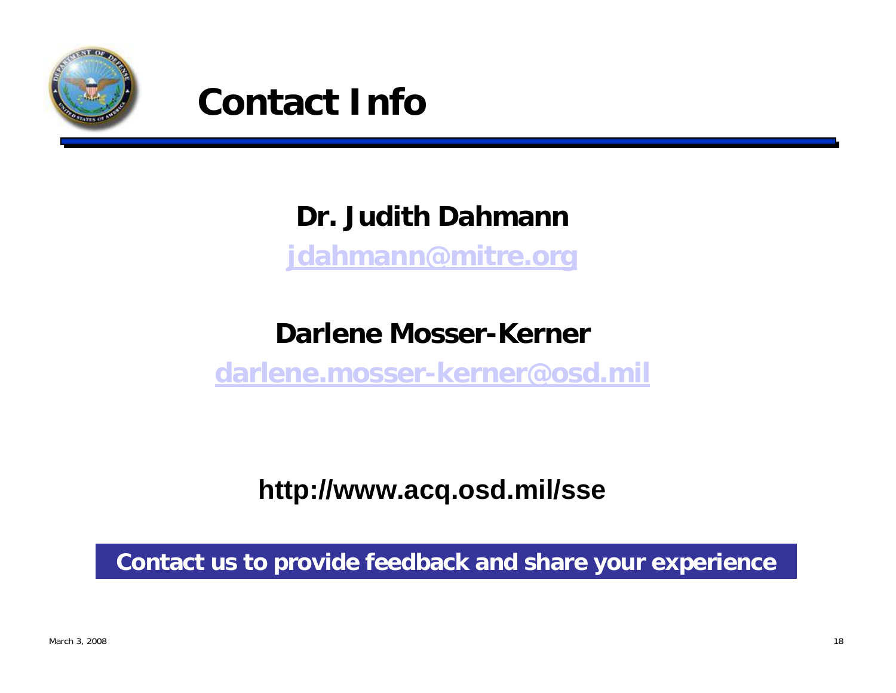# Contact Info

**Dr. Judith Dahmann**

jdahmann@mitre.org

**Darlene Mosser-Kerner**

darlene.mosser-kerner@osd.mil

**http://www.acq.osd.mil/sse**

**Contact us to provide feedback and share your experience**

March 3, 2008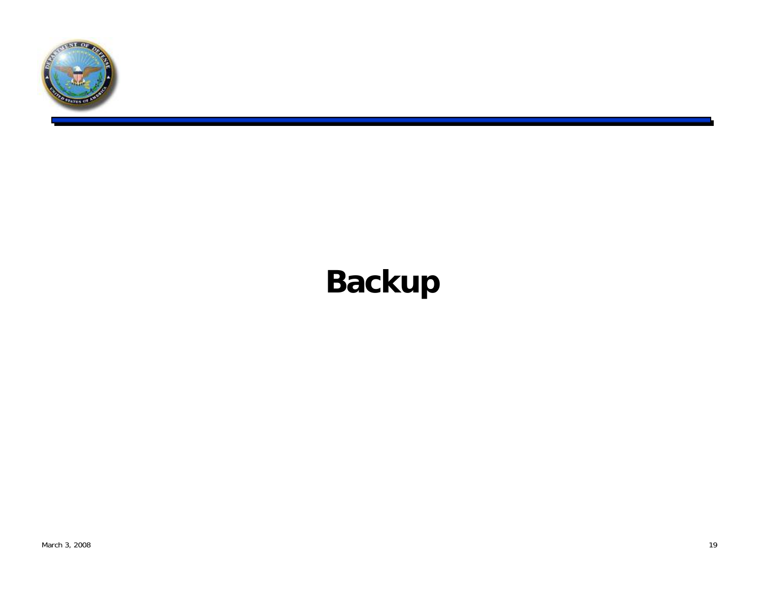# Backup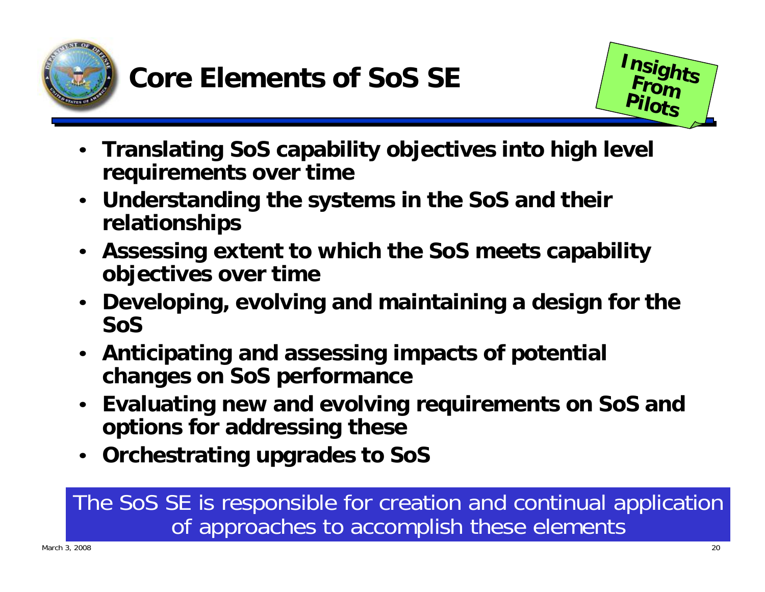# Core Elements of SoS SE

Insights From Pilots

- **Translating SoS capability objectives into high level requirements over time**
- **Understanding the systems in the SoS and their relationships**
- **Assessing extent to which the SoS meets capability objectives over time**
- **Developing, evolving and maintaining a design for the SoS**
- **Anticipating and assessing impacts of potential changes on SoS performance**
- **Evaluating new and evolving requirements on SoS and options for addressing these**
- **Orchestrating upgrades to SoS**

The SoS SE is responsible for creation and continual application of approaches to accomplish these elements

March 3, 2008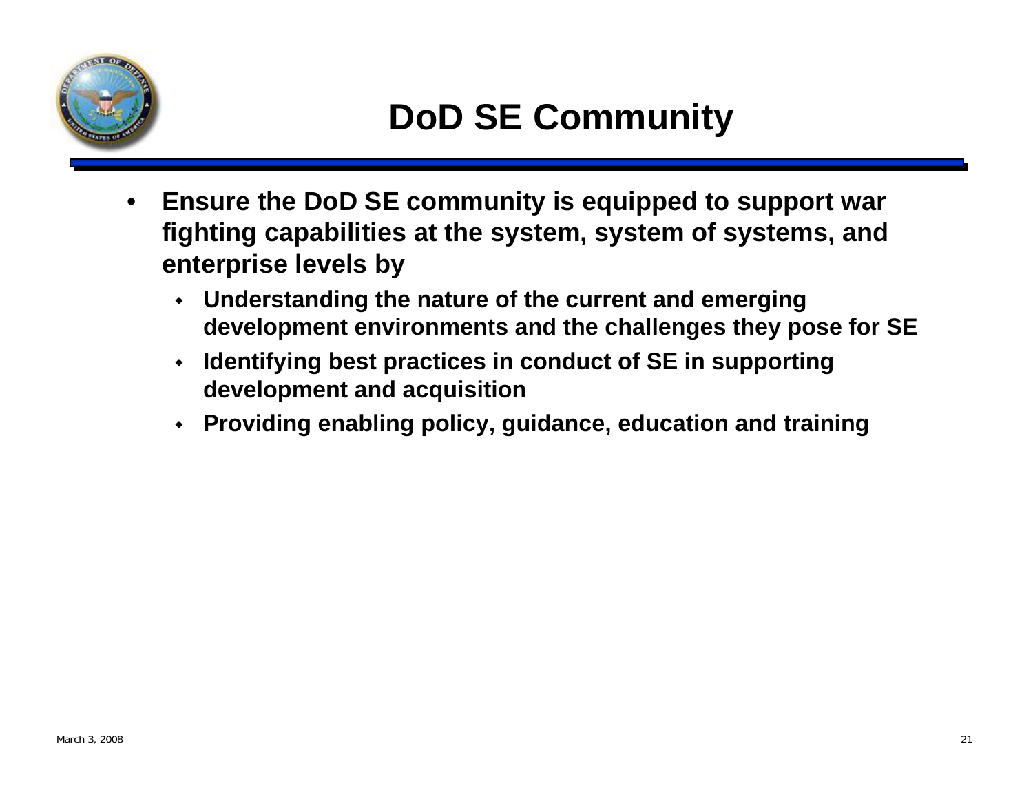# DoD SE Community

- **Ensure the DoD SE community is equipped to support war fighting capabilities at the system, system of systems, and enterprise levels by**
  - **Understanding the nature of the current and emerging development environments and the challenges they pose for SE**
  - **Identifying best practices in conduct of SE in supporting development and acquisition**
  - **Providing enabling policy, guidance, education and training**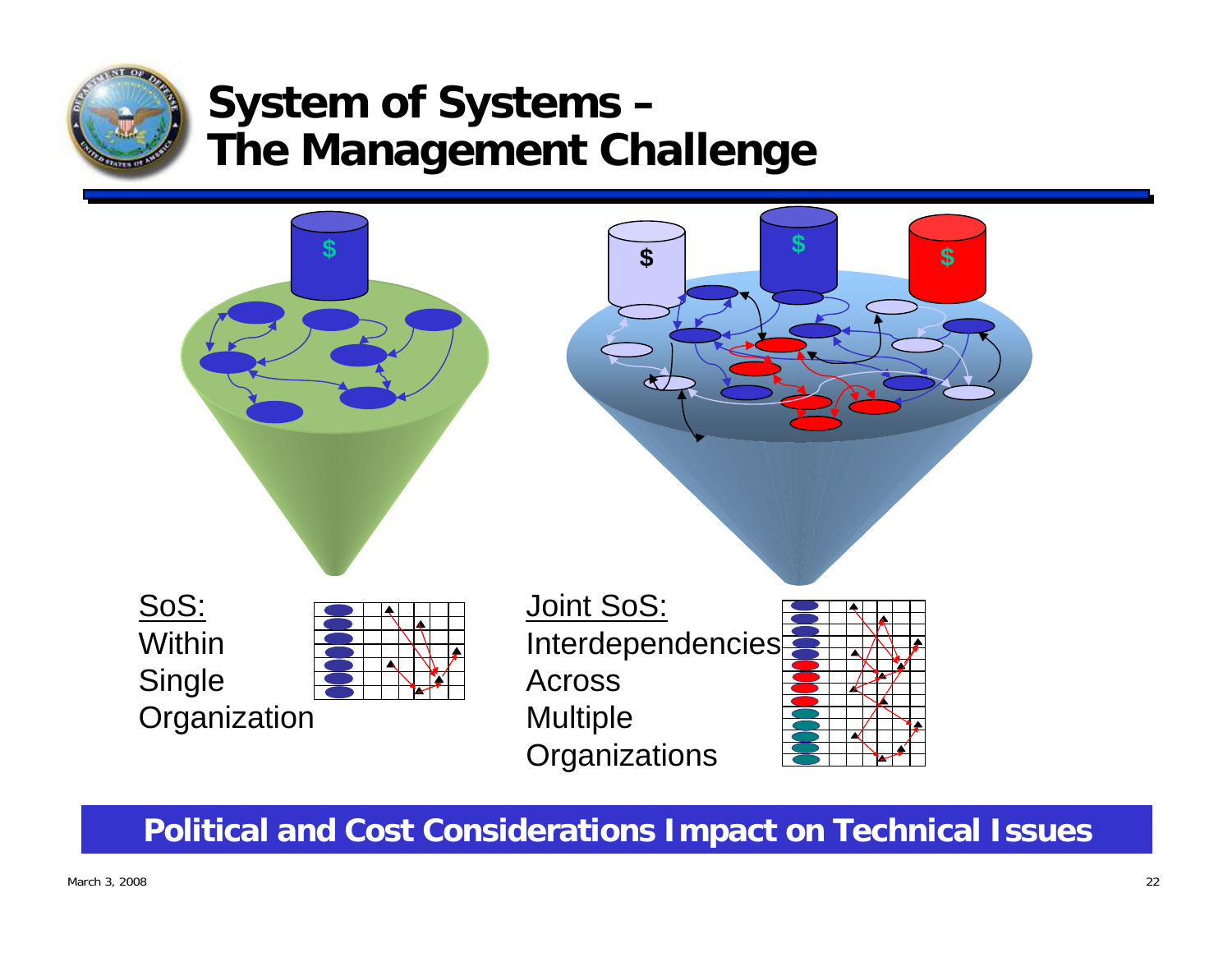# System of Systems – The Management Challenge

SoS:
Within
Single
Organization

Joint SoS:
Interdependencies
Across
Multiple
Organizations

**Political and Cost Considerations Impact on Technical Issues**

March 3, 2008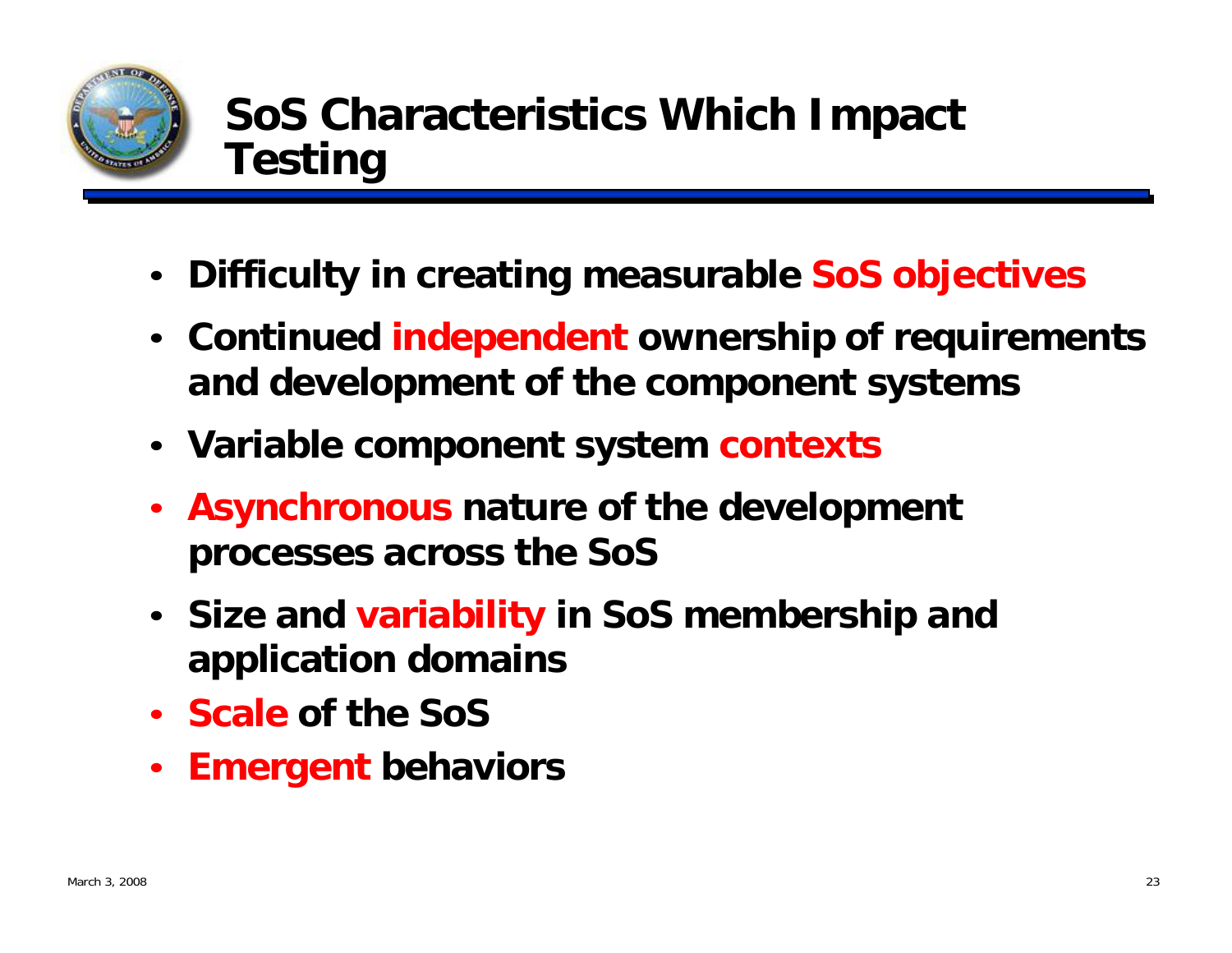# SoS Characteristics Which Impact Testing

- **Difficulty in creating measurable SoS objectives**
- **Continued independent ownership of requirements and development of the component systems**
- **Variable component system contexts**
- **Asynchronous nature of the development processes across the SoS**
- **Size and variability in SoS membership and application domains**
- **Scale of the SoS**
- **Emergent behaviors**